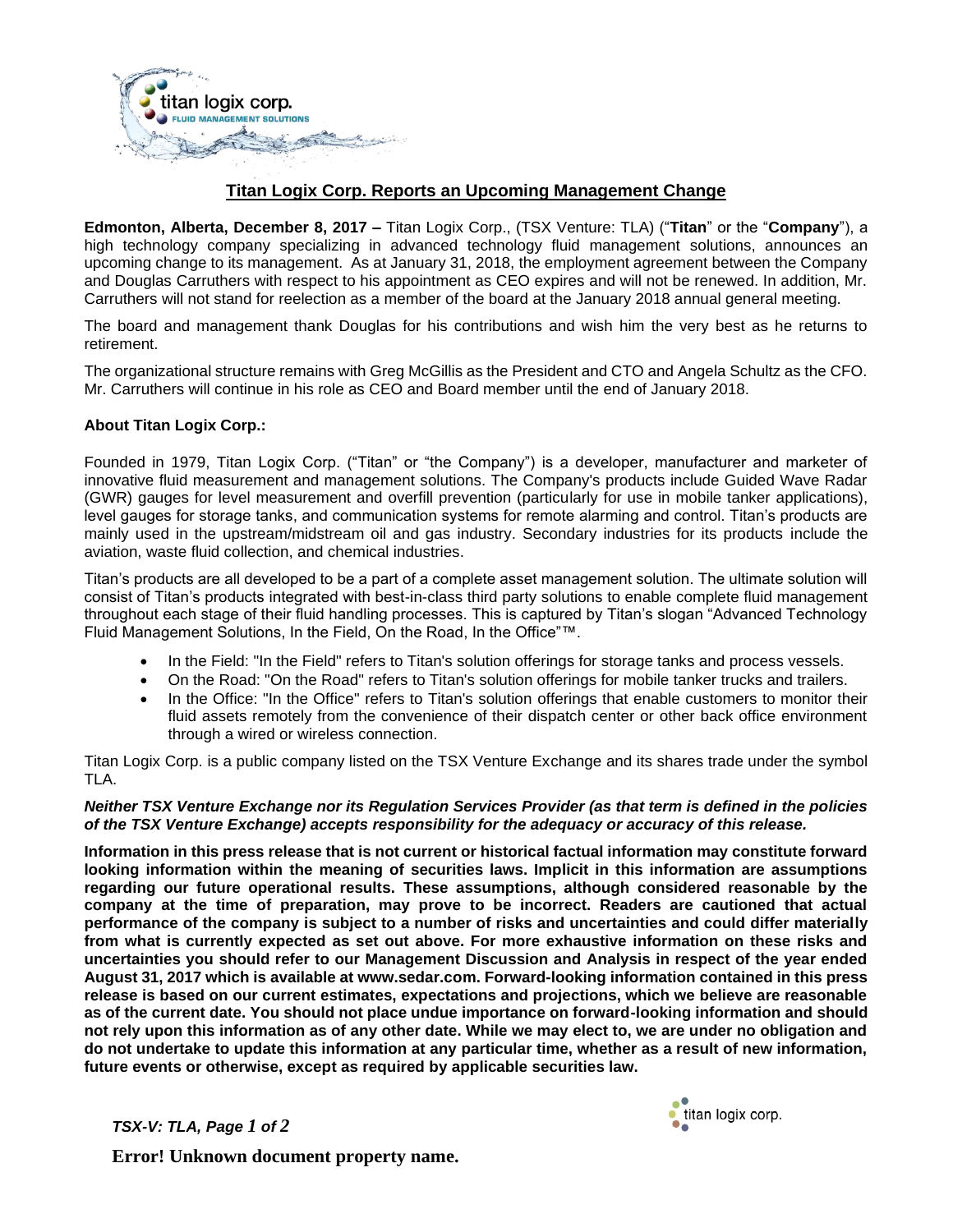# Titan Logix Corp. Reports an Upcoming Management Change

**Edmonton, Alberta, December 8, 2017 –** Titan Logix Corp., (TSX Venture: TLA) ("**Titan**" or the "**Company**"), a high technology company specializing in advanced technology fluid management solutions, announces an upcoming change to its management. As at January 31, 2018, the employment agreement between the Company and Douglas Carruthers with respect to his appointment as CEO expires and will not be renewed. In addition, Mr. Carruthers will not stand for reelection as a member of the board at the January 2018 annual general meeting.

The board and management thank Douglas for his contributions and wish him the very best as he returns to retirement.

The organizational structure remains with Greg McGillis as the President and CTO and Angela Schultz as the CFO. Mr. Carruthers will continue in his role as CEO and Board member until the end of January 2018.

**About Titan Logix Corp.:**

Founded in 1979, Titan Logix Corp. ("Titan" or "the Company") is a developer, manufacturer and marketer of innovative fluid measurement and management solutions. The Company's products include Guided Wave Radar (GWR) gauges for level measurement and overfill prevention (particularly for use in mobile tanker applications), level gauges for storage tanks, and communication systems for remote alarming and control. Titan's products are mainly used in the upstream/midstream oil and gas industry. Secondary industries for its products include the aviation, waste fluid collection, and chemical industries.

Titan's products are all developed to be a part of a complete asset management solution. The ultimate solution will consist of Titan's products integrated with best-in-class third party solutions to enable complete fluid management throughout each stage of their fluid handling processes. This is captured by Titan's slogan "Advanced Technology Fluid Management Solutions, In the Field, On the Road, In the Office"™.

- In the Field: "In the Field" refers to Titan's solution offerings for storage tanks and process vessels.
- On the Road: "On the Road" refers to Titan's solution offerings for mobile tanker trucks and trailers.
- In the Office: "In the Office" refers to Titan's solution offerings that enable customers to monitor their fluid assets remotely from the convenience of their dispatch center or other back office environment through a wired or wireless connection.

Titan Logix Corp. is a public company listed on the TSX Venture Exchange and its shares trade under the symbol TLA.

***Neither TSX Venture Exchange nor its Regulation Services Provider (as that term is defined in the policies of the TSX Venture Exchange) accepts responsibility for the adequacy or accuracy of this release.***

**Information in this press release that is not current or historical factual information may constitute forward looking information within the meaning of securities laws. Implicit in this information are assumptions regarding our future operational results. These assumptions, although considered reasonable by the company at the time of preparation, may prove to be incorrect. Readers are cautioned that actual performance of the company is subject to a number of risks and uncertainties and could differ materially from what is currently expected as set out above. For more exhaustive information on these risks and uncertainties you should refer to our Management Discussion and Analysis in respect of the year ended August 31, 2017 which is available at www.sedar.com. Forward-looking information contained in this press release is based on our current estimates, expectations and projections, which we believe are reasonable as of the current date. You should not place undue importance on forward-looking information and should not rely upon this information as of any other date. While we may elect to, we are under no obligation and do not undertake to update this information at any particular time, whether as a result of new information, future events or otherwise, except as required by applicable securities law.**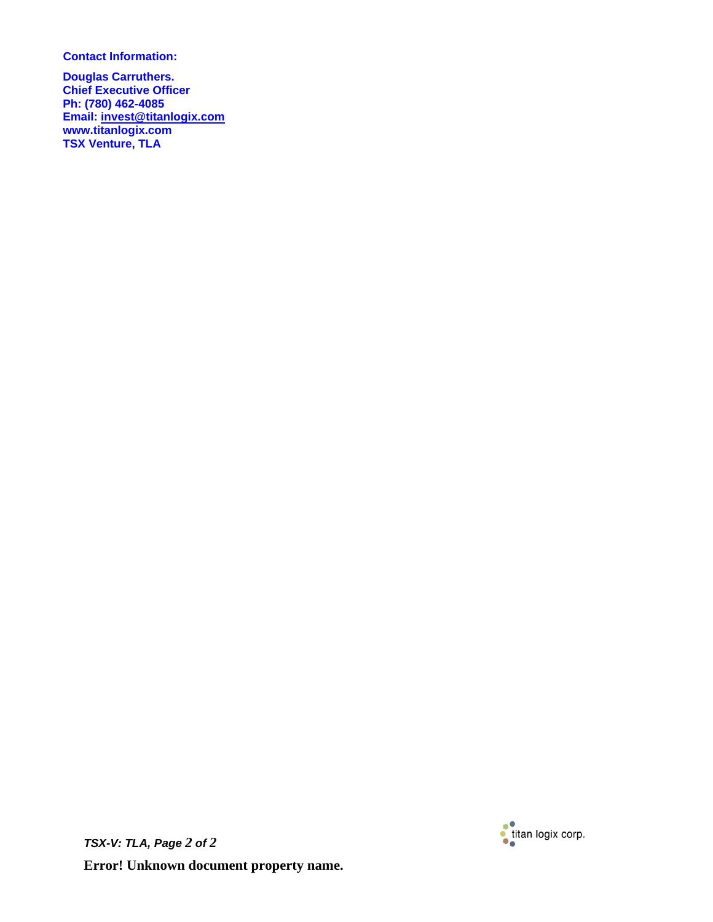**Contact Information:**

**Douglas Carruthers.**
**Chief Executive Officer**
**Ph: (780) 462-4085**
**Email: invest@titanlogix.com**
**www.titanlogix.com**
**TSX Venture, TLA**

**Error! Unknown document property name.**